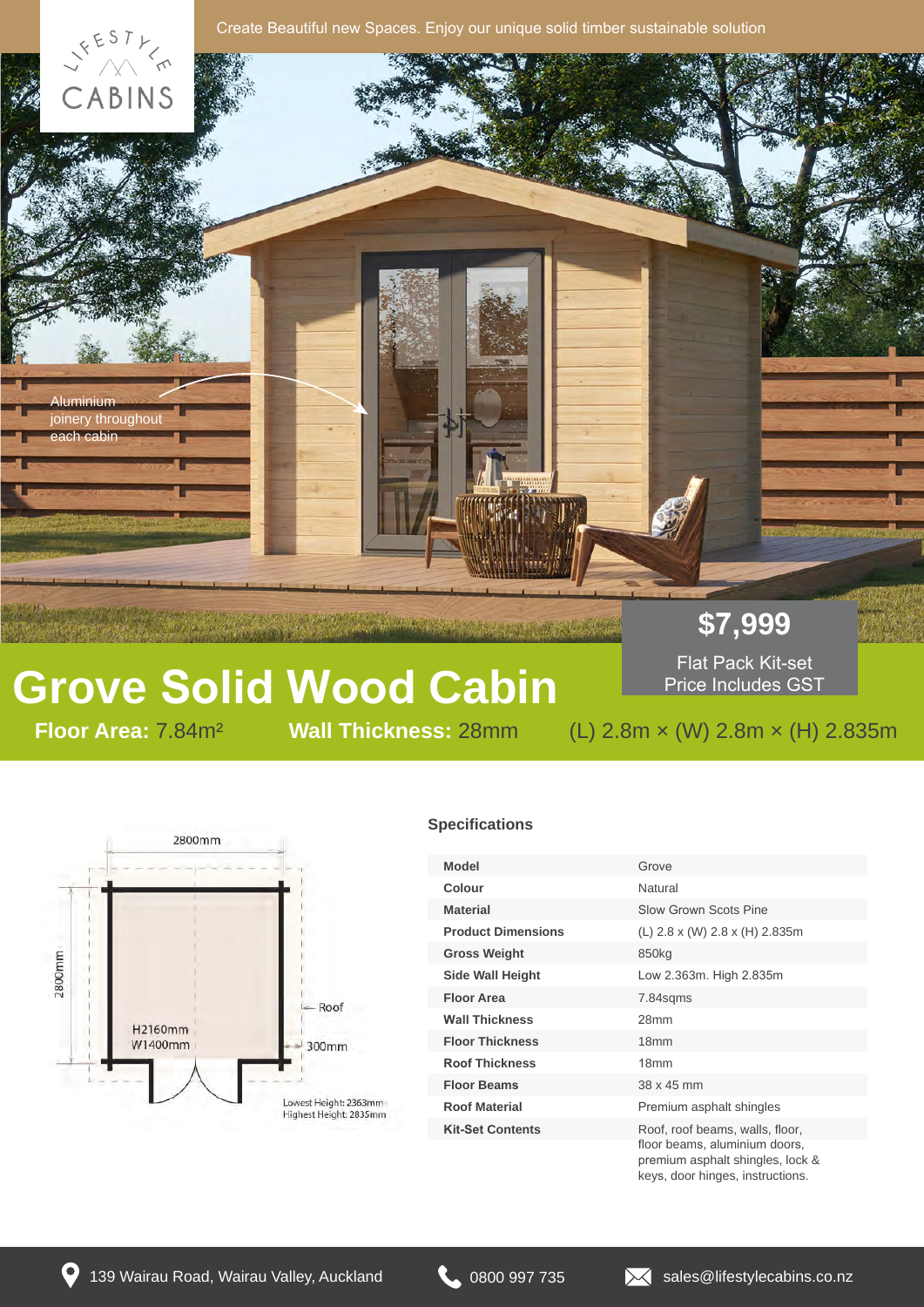LIFESTYLE CABINS

Create Beautiful new Spaces. Enjoy our unique solid timber sustainable solution

Aluminium joinery throughout each cabin

**$7,999**

Flat Pack Kit-set
Price Includes GST

# Grove Solid Wood Cabin

**Floor Area:** 7.84m² **Wall Thickness:** 28mm (L) 2.8m × (W) 2.8m × (H) 2.835m

2800mm
2800mm
H2160mm
W1400mm
Roof
300mm
Lowest Height: 2363mm
Highest Height: 2835mm

### Specifications

| | |
|---|---|
| **Model** | Grove |
| **Colour** | Natural |
| **Material** | Slow Grown Scots Pine |
| **Product Dimensions** | (L) 2.8 x (W) 2.8 x (H) 2.835m |
| **Gross Weight** | 850kg |
| **Side Wall Height** | Low 2.363m. High 2.835m |
| **Floor Area** | 7.84sqms |
| **Wall Thickness** | 28mm |
| **Floor Thickness** | 18mm |
| **Roof Thickness** | 18mm |
| **Floor Beams** | 38 x 45 mm |
| **Roof Material** | Premium asphalt shingles |
| **Kit-Set Contents** | Roof, roof beams, walls, floor, floor beams, aluminium doors, premium asphalt shingles, lock & keys, door hinges, instructions. |

139 Wairau Road, Wairau Valley, Auckland 0800 997 735 sales@lifestylecabins.co.nz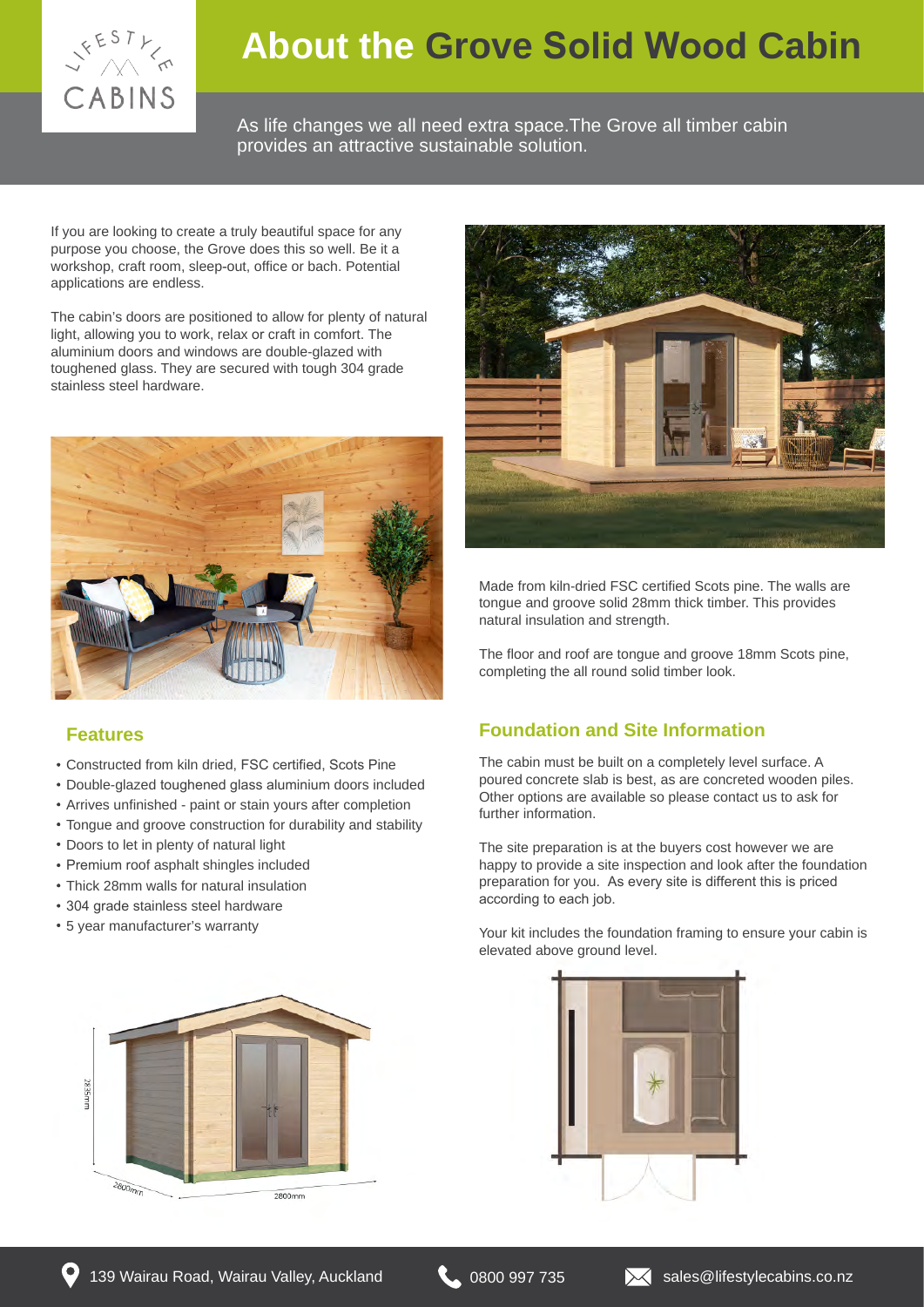# About the Grove Solid Wood Cabin

As life changes we all need extra space.The Grove all timber cabin provides an attractive sustainable solution.

If you are looking to create a truly beautiful space for any purpose you choose, the Grove does this so well. Be it a workshop, craft room, sleep-out, office or bach. Potential applications are endless.

The cabin's doors are positioned to allow for plenty of natural light, allowing you to work, relax or craft in comfort. The aluminium doors and windows are double-glazed with toughened glass. They are secured with tough 304 grade stainless steel hardware.

Made from kiln-dried FSC certified Scots pine. The walls are tongue and groove solid 28mm thick timber. This provides natural insulation and strength.

The floor and roof are tongue and groove 18mm Scots pine, completing the all round solid timber look.

## Features

- Constructed from kiln dried, FSC certified, Scots Pine
- Double-glazed toughened glass aluminium doors included
- Arrives unfinished - paint or stain yours after completion
- Tongue and groove construction for durability and stability
- Doors to let in plenty of natural light
- Premium roof asphalt shingles included
- Thick 28mm walls for natural insulation
- 304 grade stainless steel hardware
- 5 year manufacturer's warranty

## Foundation and Site Information

The cabin must be built on a completely level surface. A poured concrete slab is best, as are concreted wooden piles. Other options are available so please contact us to ask for further information.

The site preparation is at the buyers cost however we are happy to provide a site inspection and look after the foundation preparation for you. As every site is different this is priced according to each job.

Your kit includes the foundation framing to ensure your cabin is elevated above ground level.

2835mm

2800mm

2800mm

139 Wairau Road, Wairau Valley, Auckland 0800 997 735 sales@lifestylecabins.co.nz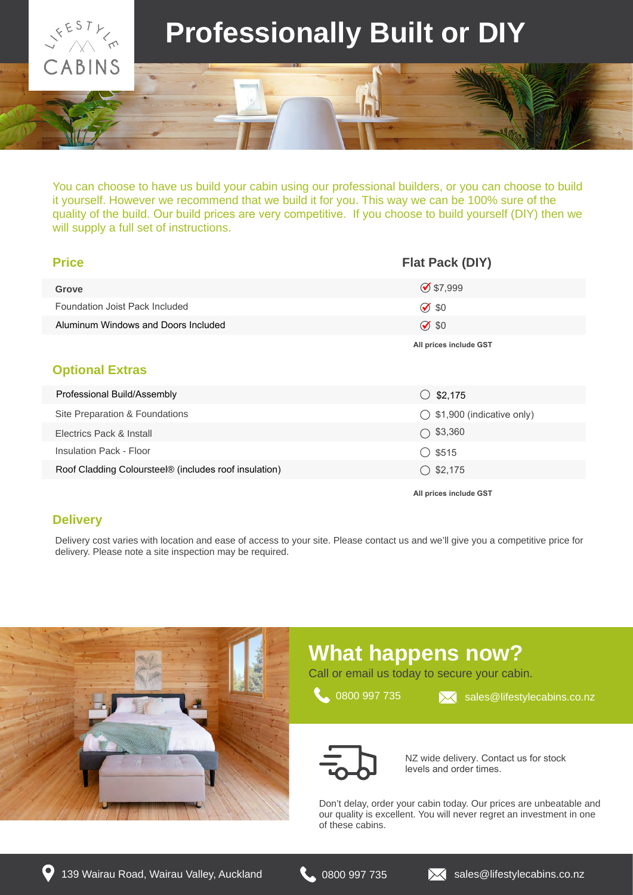# Professionally Built or DIY

You can choose to have us build your cabin using our professional builders, or you can choose to build it yourself. However we recommend that we build it for you. This way we can be 100% sure of the quality of the build. Our build prices are very competitive. If you choose to build yourself (DIY) then we will supply a full set of instructions.

| Price | Flat Pack (DIY) |
| --- | --- |
| **Grove** | ☑ $7,999 |
| Foundation Joist Pack Included | ☑ $0 |
| Aluminum Windows and Doors Included | ☑ $0 |

**All prices include GST**

## Optional Extras

| | |
| --- | --- |
| Professional Build/Assembly | ○ $2,175 |
| Site Preparation & Foundations | ○ $1,900 (indicative only) |
| Electrics Pack & Install | ○ $3,360 |
| Insulation Pack - Floor | ○ $515 |
| Roof Cladding Coloursteel® (includes roof insulation) | ○ $2,175 |

**All prices include GST**

## Delivery

Delivery cost varies with location and ease of access to your site. Please contact us and we'll give you a competitive price for delivery. Please note a site inspection may be required.

## What happens now?

Call or email us today to secure your cabin.

0800 997 735 sales@lifestylecabins.co.nz

NZ wide delivery. Contact us for stock levels and order times.

Don't delay, order your cabin today. Our prices are unbeatable and our quality is excellent. You will never regret an investment in one of these cabins.

139 Wairau Road, Wairau Valley, Auckland 0800 997 735 sales@lifestylecabins.co.nz